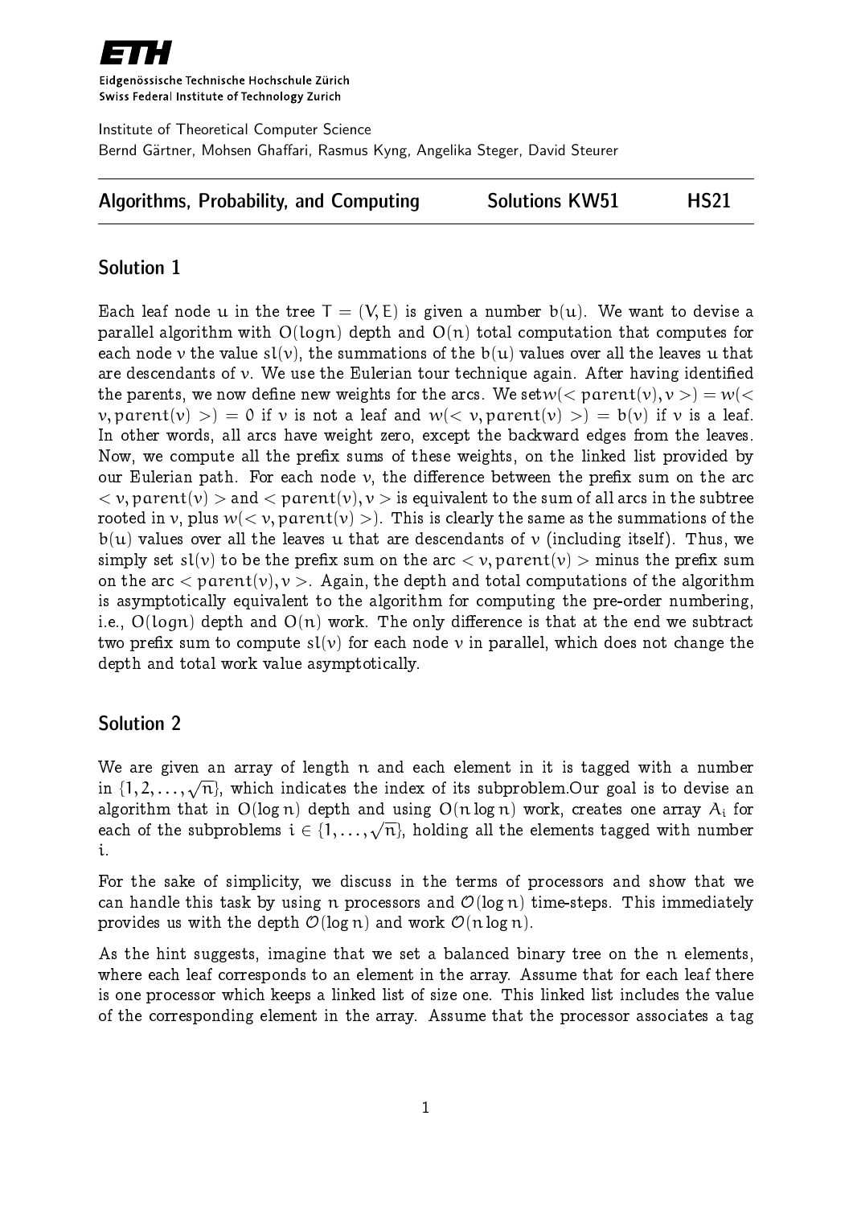**ETH**

Eidgenössische Technische Hochschule Zürich
Swiss Federal Institute of Technology Zurich

Institute of Theoretical Computer Science
Bernd Gärtner, Mohsen Ghaffari, Rasmus Kyng, Angelika Steger, David Steurer

**Algorithms, Probability, and Computing** — **Solutions KW51** — **HS21**

## Solution 1

Each leaf node $u$ in the tree $T = (V, E)$ is given a number $b(u)$. We want to devise a parallel algorithm with $O(\log n)$ depth and $O(n)$ total computation that computes for each node $v$ the value $sl(v)$, the summations of the $b(u)$ values over all the leaves $u$ that are descendants of $v$. We use the Eulerian tour technique again. After having identified the parents, we now define new weights for the arcs. We set$w(< parent(v), v >) = w(< v, parent(v) >) = 0$ if $v$ is not a leaf and $w(< v, parent(v) >) = b(v)$ if $v$ is a leaf. In other words, all arcs have weight zero, except the backward edges from the leaves. Now, we compute all the prefix sums of these weights, on the linked list provided by our Eulerian path. For each node $v$, the difference between the prefix sum on the arc $< v, parent(v) >$ and $< parent(v), v >$ is equivalent to the sum of all arcs in the subtree rooted in $v$, plus $w(< v, parent(v) >)$. This is clearly the same as the summations of the $b(u)$ values over all the leaves $u$ that are descendants of $v$ (including itself). Thus, we simply set $sl(v)$ to be the prefix sum on the arc $< v, parent(v) >$ minus the prefix sum on the arc $< parent(v), v >$. Again, the depth and total computations of the algorithm is asymptotically equivalent to the algorithm for computing the pre-order numbering, i.e., $O(\log n)$ depth and $O(n)$ work. The only difference is that at the end we subtract two prefix sum to compute $sl(v)$ for each node $v$ in parallel, which does not change the depth and total work value asymptotically.

## Solution 2

We are given an array of length $n$ and each element in it is tagged with a number in $\{1, 2, \ldots, \sqrt{n}\}$, which indicates the index of its subproblem.Our goal is to devise an algorithm that in $O(\log n)$ depth and using $O(n \log n)$ work, creates one array $A_i$ for each of the subproblems $i \in \{1, \ldots, \sqrt{n}\}$, holding all the elements tagged with number $i$.

For the sake of simplicity, we discuss in the terms of processors and show that we can handle this task by using $n$ processors and $\mathcal{O}(\log n)$ time-steps. This immediately provides us with the depth $\mathcal{O}(\log n)$ and work $\mathcal{O}(n \log n)$.

As the hint suggests, imagine that we set a balanced binary tree on the $n$ elements, where each leaf corresponds to an element in the array. Assume that for each leaf there is one processor which keeps a linked list of size one. This linked list includes the value of the corresponding element in the array. Assume that the processor associates a tag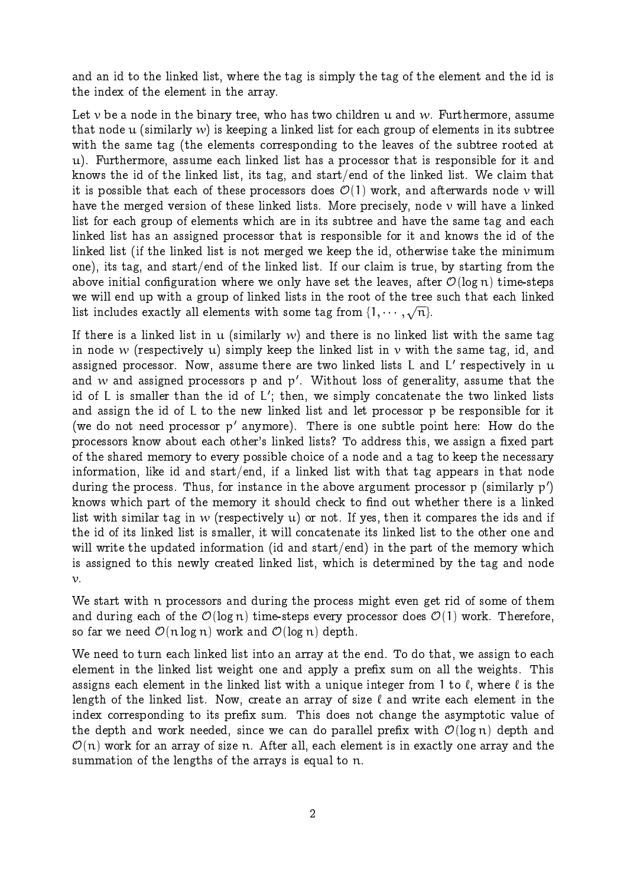and an id to the linked list, where the tag is simply the tag of the element and the id is the index of the element in the array.

Let $v$ be a node in the binary tree, who has two children $u$ and $w$. Furthermore, assume that node $u$ (similarly $w$) is keeping a linked list for each group of elements in its subtree with the same tag (the elements corresponding to the leaves of the subtree rooted at $u$). Furthermore, assume each linked list has a processor that is responsible for it and knows the id of the linked list, its tag, and start/end of the linked list. We claim that it is possible that each of these processors does $\mathcal{O}(1)$ work, and afterwards node $v$ will have the merged version of these linked lists. More precisely, node $v$ will have a linked list for each group of elements which are in its subtree and have the same tag and each linked list has an assigned processor that is responsible for it and knows the id of the linked list (if the linked list is not merged we keep the id, otherwise take the minimum one), its tag, and start/end of the linked list. If our claim is true, by starting from the above initial configuration where we only have set the leaves, after $\mathcal{O}(\log n)$ time-steps we will end up with a group of linked lists in the root of the tree such that each linked list includes exactly all elements with some tag from $\{1, \cdots, \sqrt{n}\}$.

If there is a linked list in $u$ (similarly $w$) and there is no linked list with the same tag in node $w$ (respectively $u$) simply keep the linked list in $v$ with the same tag, id, and assigned processor. Now, assume there are two linked lists $L$ and $L'$ respectively in $u$ and $w$ and assigned processors $p$ and $p'$. Without loss of generality, assume that the id of $L$ is smaller than the id of $L'$; then, we simply concatenate the two linked lists and assign the id of $L$ to the new linked list and let processor $p$ be responsible for it (we do not need processor $p'$ anymore). There is one subtle point here: How do the processors know about each other's linked lists? To address this, we assign a fixed part of the shared memory to every possible choice of a node and a tag to keep the necessary information, like id and start/end, if a linked list with that tag appears in that node during the process. Thus, for instance in the above argument processor $p$ (similarly $p'$) knows which part of the memory it should check to find out whether there is a linked list with similar tag in $w$ (respectively $u$) or not. If yes, then it compares the ids and if the id of its linked list is smaller, it will concatenate its linked list to the other one and will write the updated information (id and start/end) in the part of the memory which is assigned to this newly created linked list, which is determined by the tag and node $v$.

We start with $n$ processors and during the process might even get rid of some of them and during each of the $\mathcal{O}(\log n)$ time-steps every processor does $\mathcal{O}(1)$ work. Therefore, so far we need $\mathcal{O}(n \log n)$ work and $\mathcal{O}(\log n)$ depth.

We need to turn each linked list into an array at the end. To do that, we assign to each element in the linked list weight one and apply a prefix sum on all the weights. This assigns each element in the linked list with a unique integer from 1 to $\ell$, where $\ell$ is the length of the linked list. Now, create an array of size $\ell$ and write each element in the index corresponding to its prefix sum. This does not change the asymptotic value of the depth and work needed, since we can do parallel prefix with $\mathcal{O}(\log n)$ depth and $\mathcal{O}(n)$ work for an array of size $n$. After all, each element is in exactly one array and the summation of the lengths of the arrays is equal to $n$.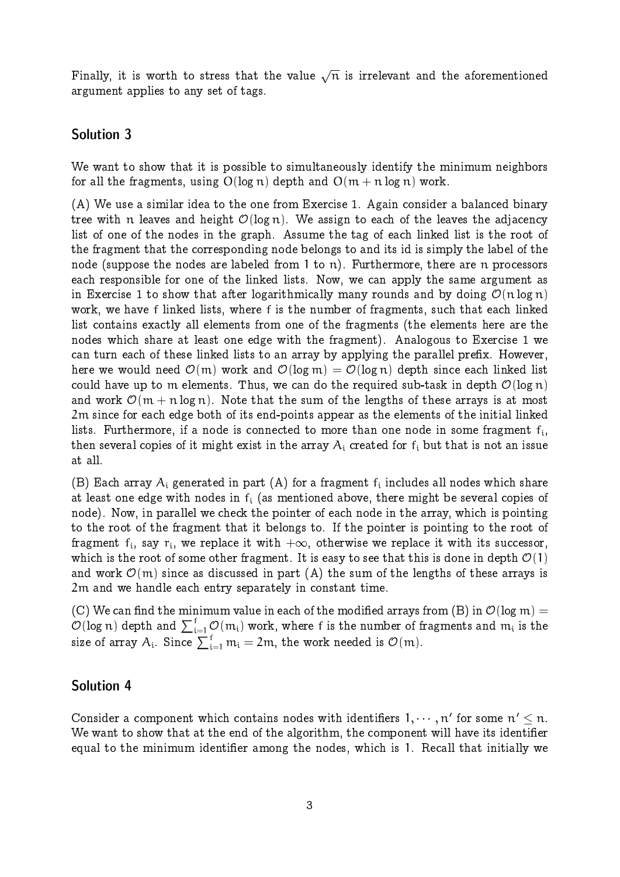Finally, it is worth to stress that the value $\sqrt{n}$ is irrelevant and the aforementioned argument applies to any set of tags.

## Solution 3

We want to show that it is possible to simultaneously identify the minimum neighbors for all the fragments, using $O(\log n)$ depth and $O(m + n \log n)$ work.

(A) We use a similar idea to the one from Exercise 1. Again consider a balanced binary tree with $n$ leaves and height $\mathcal{O}(\log n)$. We assign to each of the leaves the adjacency list of one of the nodes in the graph. Assume the tag of each linked list is the root of the fragment that the corresponding node belongs to and its id is simply the label of the node (suppose the nodes are labeled from 1 to $n$). Furthermore, there are $n$ processors each responsible for one of the linked lists. Now, we can apply the same argument as in Exercise 1 to show that after logarithmically many rounds and by doing $\mathcal{O}(n \log n)$ work, we have $f$ linked lists, where $f$ is the number of fragments, such that each linked list contains exactly all elements from one of the fragments (the elements here are the nodes which share at least one edge with the fragment). Analogous to Exercise 1 we can turn each of these linked lists to an array by applying the parallel prefix. However, here we would need $\mathcal{O}(m)$ work and $\mathcal{O}(\log m) = \mathcal{O}(\log n)$ depth since each linked list could have up to $m$ elements. Thus, we can do the required sub-task in depth $\mathcal{O}(\log n)$ and work $\mathcal{O}(m + n \log n)$. Note that the sum of the lengths of these arrays is at most $2m$ since for each edge both of its end-points appear as the elements of the initial linked lists. Furthermore, if a node is connected to more than one node in some fragment $f_i$, then several copies of it might exist in the array $A_i$ created for $f_i$ but that is not an issue at all.

(B) Each array $A_i$ generated in part (A) for a fragment $f_i$ includes all nodes which share at least one edge with nodes in $f_i$ (as mentioned above, there might be several copies of node). Now, in parallel we check the pointer of each node in the array, which is pointing to the root of the fragment that it belongs to. If the pointer is pointing to the root of fragment $f_i$, say $r_i$, we replace it with $+\infty$, otherwise we replace it with its successor, which is the root of some other fragment. It is easy to see that this is done in depth $\mathcal{O}(1)$ and work $\mathcal{O}(m)$ since as discussed in part (A) the sum of the lengths of these arrays is $2m$ and we handle each entry separately in constant time.

(C) We can find the minimum value in each of the modified arrays from (B) in $\mathcal{O}(\log m) = \mathcal{O}(\log n)$ depth and $\sum_{i=1}^{f} \mathcal{O}(m_i)$ work, where $f$ is the number of fragments and $m_i$ is the size of array $A_i$. Since $\sum_{i=1}^{f} m_i = 2m$, the work needed is $\mathcal{O}(m)$.

## Solution 4

Consider a component which contains nodes with identifiers $1, \cdots, n'$ for some $n' \leq n$. We want to show that at the end of the algorithm, the component will have its identifier equal to the minimum identifier among the nodes, which is 1. Recall that initially we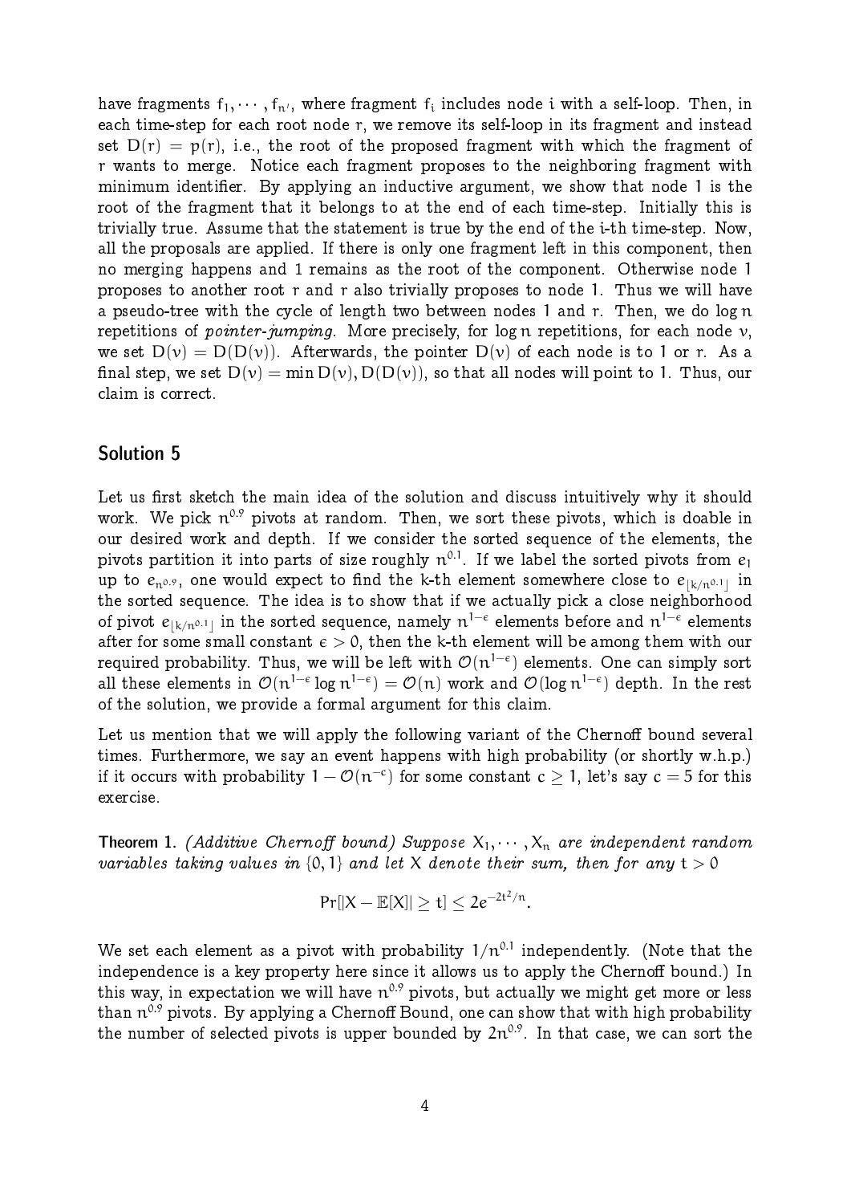have fragments $f_1, \cdots, f_{n'}$, where fragment $f_i$ includes node $i$ with a self-loop. Then, in each time-step for each root node $r$, we remove its self-loop in its fragment and instead set $D(r) = p(r)$, i.e., the root of the proposed fragment with which the fragment of $r$ wants to merge. Notice each fragment proposes to the neighboring fragment with minimum identifier. By applying an inductive argument, we show that node 1 is the root of the fragment that it belongs to at the end of each time-step. Initially this is trivially true. Assume that the statement is true by the end of the i-th time-step. Now, all the proposals are applied. If there is only one fragment left in this component, then no merging happens and 1 remains as the root of the component. Otherwise node 1 proposes to another root $r$ and $r$ also trivially proposes to node 1. Thus we will have a pseudo-tree with the cycle of length two between nodes 1 and $r$. Then, we do $\log n$ repetitions of *pointer-jumping*. More precisely, for $\log n$ repetitions, for each node $v$, we set $D(v) = D(D(v))$. Afterwards, the pointer $D(v)$ of each node is to 1 or $r$. As a final step, we set $D(v) = \min D(v), D(D(v))$, so that all nodes will point to 1. Thus, our claim is correct.

## Solution 5

Let us first sketch the main idea of the solution and discuss intuitively why it should work. We pick $n^{0.9}$ pivots at random. Then, we sort these pivots, which is doable in our desired work and depth. If we consider the sorted sequence of the elements, the pivots partition it into parts of size roughly $n^{0.1}$. If we label the sorted pivots from $e_1$ up to $e_{n^{0.9}}$, one would expect to find the k-th element somewhere close to $e_{\lfloor k/n^{0.1} \rfloor}$ in the sorted sequence. The idea is to show that if we actually pick a close neighborhood of pivot $e_{\lfloor k/n^{0.1} \rfloor}$ in the sorted sequence, namely $n^{1-\epsilon}$ elements before and $n^{1-\epsilon}$ elements after for some small constant $\epsilon > 0$, then the k-th element will be among them with our required probability. Thus, we will be left with $\mathcal{O}(n^{1-\epsilon})$ elements. One can simply sort all these elements in $\mathcal{O}(n^{1-\epsilon} \log n^{1-\epsilon}) = \mathcal{O}(n)$ work and $\mathcal{O}(\log n^{1-\epsilon})$ depth. In the rest of the solution, we provide a formal argument for this claim.

Let us mention that we will apply the following variant of the Chernoff bound several times. Furthermore, we say an event happens with high probability (or shortly w.h.p.) if it occurs with probability $1 - \mathcal{O}(n^{-c})$ for some constant $c \geq 1$, let's say $c = 5$ for this exercise.

**Theorem 1.** *(Additive Chernoff bound) Suppose $X_1, \cdots, X_n$ are independent random variables taking values in $\{0, 1\}$ and let $X$ denote their sum, then for any $t > 0$*

$$\Pr[|X - \mathbb{E}[X]| \geq t] \leq 2e^{-2t^2/n}.$$

We set each element as a pivot with probability $1/n^{0.1}$ independently. (Note that the independence is a key property here since it allows us to apply the Chernoff bound.) In this way, in expectation we will have $n^{0.9}$ pivots, but actually we might get more or less than $n^{0.9}$ pivots. By applying a Chernoff Bound, one can show that with high probability the number of selected pivots is upper bounded by $2n^{0.9}$. In that case, we can sort the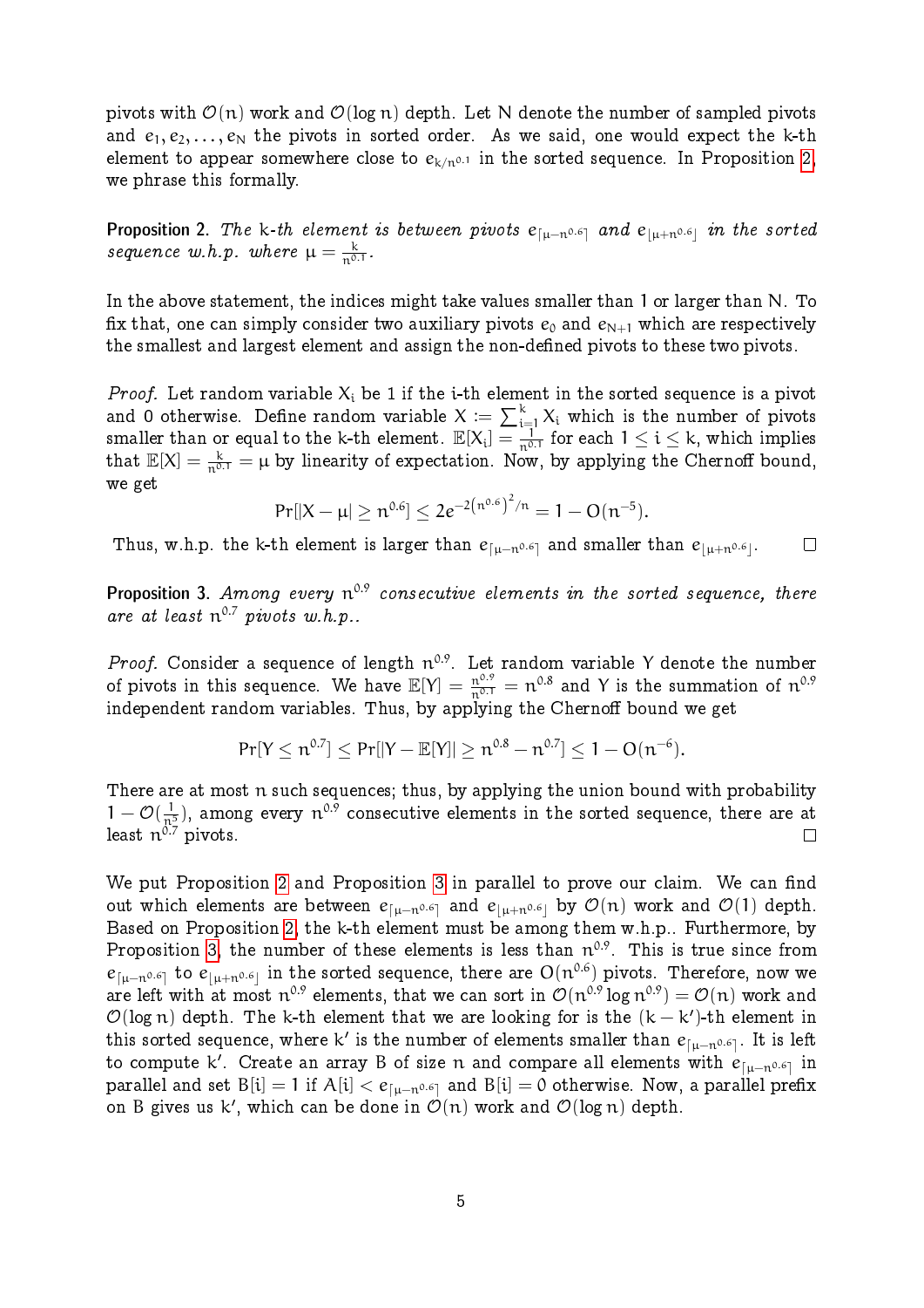pivots with $\mathcal{O}(n)$ work and $\mathcal{O}(\log n)$ depth. Let N denote the number of sampled pivots and $e_1, e_2, \ldots, e_N$ the pivots in sorted order. As we said, one would expect the k-th element to appear somewhere close to $e_{k/n^{0.1}}$ in the sorted sequence. In Proposition 2, we phrase this formally.

**Proposition 2.** *The* k*-th element is between pivots* $e_{\lceil \mu - n^{0.6} \rceil}$ *and* $e_{\lfloor \mu + n^{0.6} \rfloor}$ *in the sorted sequence w.h.p. where* $\mu = \frac{k}{n^{0.1}}$*.*

In the above statement, the indices might take values smaller than 1 or larger than N. To fix that, one can simply consider two auxiliary pivots $e_0$ and $e_{N+1}$ which are respectively the smallest and largest element and assign the non-defined pivots to these two pivots.

*Proof.* Let random variable $X_i$ be 1 if the i-th element in the sorted sequence is a pivot and 0 otherwise. Define random variable $X := \sum_{i=1}^{k} X_i$ which is the number of pivots smaller than or equal to the k-th element. $\mathbb{E}[X_i] = \frac{1}{n^{0.1}}$ for each $1 \leq i \leq k$, which implies that $\mathbb{E}[X] = \frac{k}{n^{0.1}} = \mu$ by linearity of expectation. Now, by applying the Chernoff bound, we get

$$\Pr[|X - \mu| \geq n^{0.6}] \leq 2e^{-2\left(n^{0.6}\right)^2/n} = 1 - O(n^{-5}).$$

Thus, w.h.p. the k-th element is larger than $e_{\lceil \mu - n^{0.6} \rceil}$ and smaller than $e_{\lfloor \mu + n^{0.6} \rfloor}$. □

**Proposition 3.** *Among every* $n^{0.9}$ *consecutive elements in the sorted sequence, there are at least* $n^{0.7}$ *pivots w.h.p..*

*Proof.* Consider a sequence of length $n^{0.9}$. Let random variable Y denote the number of pivots in this sequence. We have $\mathbb{E}[Y] = \frac{n^{0.9}}{n^{0.1}} = n^{0.8}$ and Y is the summation of $n^{0.9}$ independent random variables. Thus, by applying the Chernoff bound we get

$$\Pr[Y \leq n^{0.7}] \leq \Pr[|Y - \mathbb{E}[Y]| \geq n^{0.8} - n^{0.7}] \leq 1 - O(n^{-6}).$$

There are at most n such sequences; thus, by applying the union bound with probability $1 - \mathcal{O}(\frac{1}{n^5})$, among every $n^{0.9}$ consecutive elements in the sorted sequence, there are at least $n^{0.7}$ pivots. □

We put Proposition 2 and Proposition 3 in parallel to prove our claim. We can find out which elements are between $e_{\lceil \mu - n^{0.6} \rceil}$ and $e_{\lfloor \mu + n^{0.6} \rfloor}$ by $\mathcal{O}(n)$ work and $\mathcal{O}(1)$ depth. Based on Proposition 2, the k-th element must be among them w.h.p.. Furthermore, by Proposition 3, the number of these elements is less than $n^{0.9}$. This is true since from $e_{\lceil \mu - n^{0.6} \rceil}$ to $e_{\lfloor \mu + n^{0.6} \rfloor}$ in the sorted sequence, there are $O(n^{0.6})$ pivots. Therefore, now we are left with at most $n^{0.9}$ elements, that we can sort in $\mathcal{O}(n^{0.9} \log n^{0.9}) = \mathcal{O}(n)$ work and $\mathcal{O}(\log n)$ depth. The k-th element that we are looking for is the $(k - k')$-th element in this sorted sequence, where $k'$ is the number of elements smaller than $e_{\lceil \mu - n^{0.6} \rceil}$. It is left to compute $k'$. Create an array B of size n and compare all elements with $e_{\lceil \mu - n^{0.6} \rceil}$ in parallel and set $B[i] = 1$ if $A[i] < e_{\lceil \mu - n^{0.6} \rceil}$ and $B[i] = 0$ otherwise. Now, a parallel prefix on B gives us $k'$, which can be done in $\mathcal{O}(n)$ work and $\mathcal{O}(\log n)$ depth.